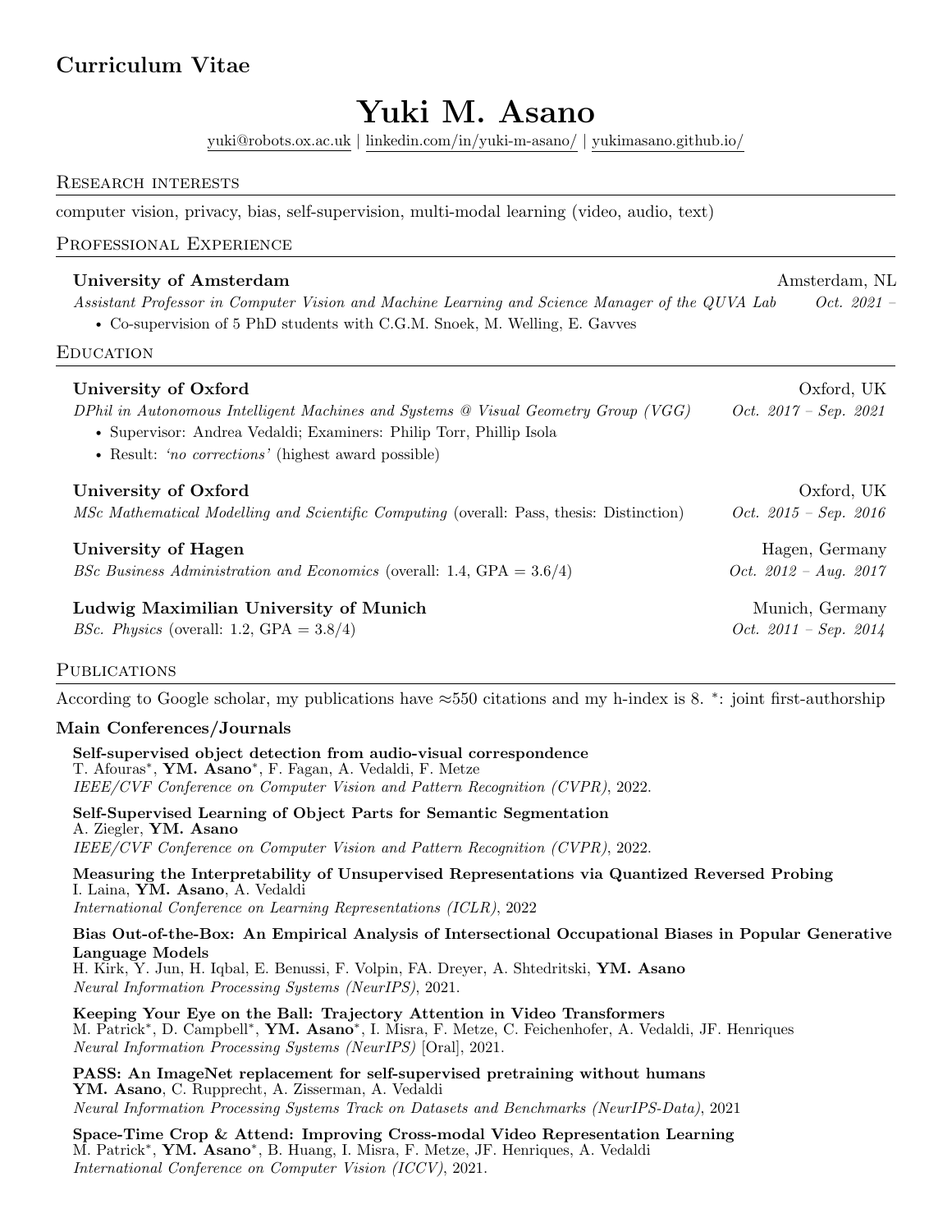## Curriculum Vitae

# Yuki M. Asano

yuki@robots.ox.ac.uk | linkedin.com/in/yuki-m-asano/ | yukimasano.github.io/

## Research interests

computer vision, privacy, bias, self-supervision, multi-modal learning (video, audio, text)

## Professional Experience

**University of Amsterdam** — Amsterdam, NL
*Assistant Professor in Computer Vision and Machine Learning and Science Manager of the QUVA Lab* — *Oct. 2021 –*

- Co-supervision of 5 PhD students with C.G.M. Snoek, M. Welling, E. Gavves

## Education

**University of Oxford** — Oxford, UK
*DPhil in Autonomous Intelligent Machines and Systems @ Visual Geometry Group (VGG)* — *Oct. 2017 – Sep. 2021*

- Supervisor: Andrea Vedaldi; Examiners: Philip Torr, Phillip Isola
- Result: *'no corrections'* (highest award possible)

**University of Oxford** — Oxford, UK
*MSc Mathematical Modelling and Scientific Computing* (overall: Pass, thesis: Distinction) — *Oct. 2015 – Sep. 2016*

**University of Hagen** — Hagen, Germany
*BSc Business Administration and Economics* (overall: 1.4, GPA = 3.6/4) — *Oct. 2012 – Aug. 2017*

**Ludwig Maximilian University of Munich** — Munich, Germany
*BSc. Physics* (overall: 1.2, GPA = 3.8/4) — *Oct. 2011 – Sep. 2014*

## Publications

According to Google scholar, my publications have ≈550 citations and my h-index is 8. *: joint first-authorship

### Main Conferences/Journals

**Self-supervised object detection from audio-visual correspondence**
T. Afouras*, **YM. Asano***, F. Fagan, A. Vedaldi, F. Metze
*IEEE/CVF Conference on Computer Vision and Pattern Recognition (CVPR)*, 2022.

**Self-Supervised Learning of Object Parts for Semantic Segmentation**
A. Ziegler, **YM. Asano**
*IEEE/CVF Conference on Computer Vision and Pattern Recognition (CVPR)*, 2022.

**Measuring the Interpretability of Unsupervised Representations via Quantized Reversed Probing**
I. Laina, **YM. Asano**, A. Vedaldi
*International Conference on Learning Representations (ICLR)*, 2022

**Bias Out-of-the-Box: An Empirical Analysis of Intersectional Occupational Biases in Popular Generative Language Models**
H. Kirk, Y. Jun, H. Iqbal, E. Benussi, F. Volpin, FA. Dreyer, A. Shtedritski, **YM. Asano**
*Neural Information Processing Systems (NeurIPS)*, 2021.

**Keeping Your Eye on the Ball: Trajectory Attention in Video Transformers**
M. Patrick*, D. Campbell*, **YM. Asano***, I. Misra, F. Metze, C. Feichenhofer, A. Vedaldi, JF. Henriques
*Neural Information Processing Systems (NeurIPS)* [Oral], 2021.

**PASS: An ImageNet replacement for self-supervised pretraining without humans**
**YM. Asano**, C. Rupprecht, A. Zisserman, A. Vedaldi
*Neural Information Processing Systems Track on Datasets and Benchmarks (NeurIPS-Data)*, 2021

**Space-Time Crop & Attend: Improving Cross-modal Video Representation Learning**
M. Patrick*, **YM. Asano***, B. Huang, I. Misra, F. Metze, JF. Henriques, A. Vedaldi
*International Conference on Computer Vision (ICCV)*, 2021.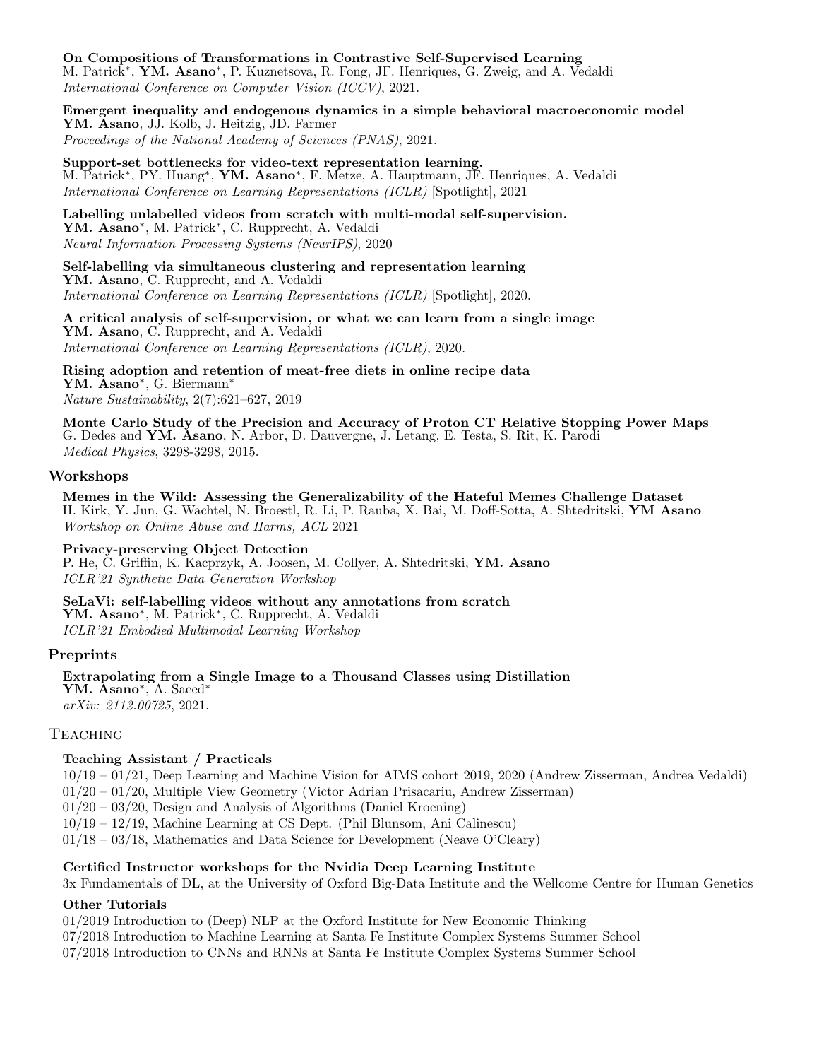**On Compositions of Transformations in Contrastive Self-Supervised Learning**
M. Patrick*, **YM. Asano***, P. Kuznetsova, R. Fong, JF. Henriques, G. Zweig, and A. Vedaldi
*International Conference on Computer Vision (ICCV)*, 2021.

**Emergent inequality and endogenous dynamics in a simple behavioral macroeconomic model**
**YM. Asano**, JJ. Kolb, J. Heitzig, JD. Farmer
*Proceedings of the National Academy of Sciences (PNAS)*, 2021.

**Support-set bottlenecks for video-text representation learning.**
M. Patrick*, PY. Huang*, **YM. Asano***, F. Metze, A. Hauptmann, JF. Henriques, A. Vedaldi
*International Conference on Learning Representations (ICLR)* [Spotlight], 2021

**Labelling unlabelled videos from scratch with multi-modal self-supervision.**
**YM. Asano***, M. Patrick*, C. Rupprecht, A. Vedaldi
*Neural Information Processing Systems (NeurIPS)*, 2020

**Self-labelling via simultaneous clustering and representation learning**
**YM. Asano**, C. Rupprecht, and A. Vedaldi
*International Conference on Learning Representations (ICLR)* [Spotlight], 2020.

**A critical analysis of self-supervision, or what we can learn from a single image**
**YM. Asano**, C. Rupprecht, and A. Vedaldi
*International Conference on Learning Representations (ICLR)*, 2020.

**Rising adoption and retention of meat-free diets in online recipe data**
**YM. Asano***, G. Biermann*
*Nature Sustainability*, 2(7):621–627, 2019

**Monte Carlo Study of the Precision and Accuracy of Proton CT Relative Stopping Power Maps**
G. Dedes and **YM. Asano**, N. Arbor, D. Dauvergne, J. Letang, E. Testa, S. Rit, K. Parodi
*Medical Physics*, 3298-3298, 2015.

### Workshops

**Memes in the Wild: Assessing the Generalizability of the Hateful Memes Challenge Dataset**
H. Kirk, Y. Jun, G. Wachtel, N. Broestl, R. Li, P. Rauba, X. Bai, M. Doff-Sotta, A. Shtedritski, **YM Asano**
*Workshop on Online Abuse and Harms, ACL* 2021

**Privacy-preserving Object Detection**
P. He, C. Griffin, K. Kacprzyk, A. Joosen, M. Collyer, A. Shtedritski, **YM. Asano**
*ICLR'21 Synthetic Data Generation Workshop*

**SeLaVi: self-labelling videos without any annotations from scratch**
**YM. Asano***, M. Patrick*, C. Rupprecht, A. Vedaldi
*ICLR'21 Embodied Multimodal Learning Workshop*

### Preprints

**Extrapolating from a Single Image to a Thousand Classes using Distillation**
**YM. Asano***, A. Saeed*
*arXiv: 2112.00725*, 2021.

## Teaching

**Teaching Assistant / Practicals**
10/19 – 01/21, Deep Learning and Machine Vision for AIMS cohort 2019, 2020 (Andrew Zisserman, Andrea Vedaldi)
01/20 – 01/20, Multiple View Geometry (Victor Adrian Prisacariu, Andrew Zisserman)
01/20 – 03/20, Design and Analysis of Algorithms (Daniel Kroening)
10/19 – 12/19, Machine Learning at CS Dept. (Phil Blunsom, Ani Calinescu)
01/18 – 03/18, Mathematics and Data Science for Development (Neave O'Cleary)

**Certified Instructor workshops for the Nvidia Deep Learning Institute**
3x Fundamentals of DL, at the University of Oxford Big-Data Institute and the Wellcome Centre for Human Genetics

**Other Tutorials**
01/2019 Introduction to (Deep) NLP at the Oxford Institute for New Economic Thinking
07/2018 Introduction to Machine Learning at Santa Fe Institute Complex Systems Summer School
07/2018 Introduction to CNNs and RNNs at Santa Fe Institute Complex Systems Summer School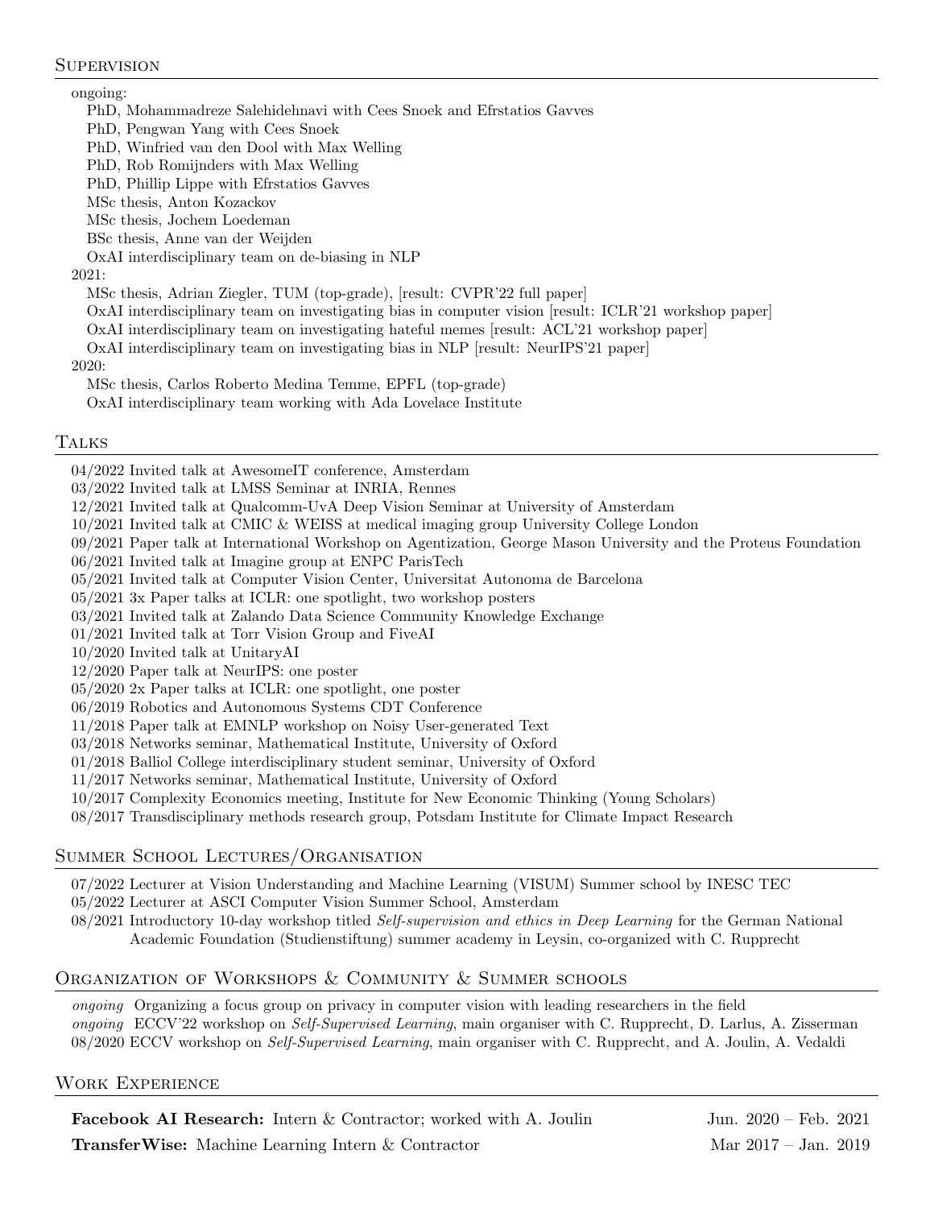## Supervision

ongoing:

- PhD, Mohammadreze Salehidehnavi with Cees Snoek and Efrstatios Gavves
- PhD, Pengwan Yang with Cees Snoek
- PhD, Winfried van den Dool with Max Welling
- PhD, Rob Romijnders with Max Welling
- PhD, Phillip Lippe with Efrstatios Gavves
- MSc thesis, Anton Kozackov
- MSc thesis, Jochem Loedeman
- BSc thesis, Anne van der Weijden
- OxAI interdisciplinary team on de-biasing in NLP

2021:

- MSc thesis, Adrian Ziegler, TUM (top-grade), [result: CVPR'22 full paper]
- OxAI interdisciplinary team on investigating bias in computer vision [result: ICLR'21 workshop paper]
- OxAI interdisciplinary team on investigating hateful memes [result: ACL'21 workshop paper]
- OxAI interdisciplinary team on investigating bias in NLP [result: NeurIPS'21 paper]

2020:

- MSc thesis, Carlos Roberto Medina Temme, EPFL (top-grade)
- OxAI interdisciplinary team working with Ada Lovelace Institute

## Talks

- 04/2022 Invited talk at AwesomeIT conference, Amsterdam
- 03/2022 Invited talk at LMSS Seminar at INRIA, Rennes
- 12/2021 Invited talk at Qualcomm-UvA Deep Vision Seminar at University of Amsterdam
- 10/2021 Invited talk at CMIC & WEISS at medical imaging group University College London
- 09/2021 Paper talk at International Workshop on Agentization, George Mason University and the Proteus Foundation
- 06/2021 Invited talk at Imagine group at ENPC ParisTech
- 05/2021 Invited talk at Computer Vision Center, Universitat Autonoma de Barcelona
- 05/2021 3x Paper talks at ICLR: one spotlight, two workshop posters
- 03/2021 Invited talk at Zalando Data Science Community Knowledge Exchange
- 01/2021 Invited talk at Torr Vision Group and FiveAI
- 10/2020 Invited talk at UnitaryAI
- 12/2020 Paper talk at NeurIPS: one poster
- 05/2020 2x Paper talks at ICLR: one spotlight, one poster
- 06/2019 Robotics and Autonomous Systems CDT Conference
- 11/2018 Paper talk at EMNLP workshop on Noisy User-generated Text
- 03/2018 Networks seminar, Mathematical Institute, University of Oxford
- 01/2018 Balliol College interdisciplinary student seminar, University of Oxford
- 11/2017 Networks seminar, Mathematical Institute, University of Oxford
- 10/2017 Complexity Economics meeting, Institute for New Economic Thinking (Young Scholars)
- 08/2017 Transdisciplinary methods research group, Potsdam Institute for Climate Impact Research

## Summer School Lectures/Organisation

- 07/2022 Lecturer at Vision Understanding and Machine Learning (VISUM) Summer school by INESC TEC
- 05/2022 Lecturer at ASCI Computer Vision Summer School, Amsterdam
- 08/2021 Introductory 10-day workshop titled *Self-supervision and ethics in Deep Learning* for the German National Academic Foundation (Studienstiftung) summer academy in Leysin, co-organized with C. Rupprecht

## Organization of Workshops & Community & Summer schools

- *ongoing* Organizing a focus group on privacy in computer vision with leading researchers in the field
- *ongoing* ECCV'22 workshop on *Self-Supervised Learning*, main organiser with C. Rupprecht, D. Larlus, A. Zisserman
- 08/2020 ECCV workshop on *Self-Supervised Learning*, main organiser with C. Rupprecht, and A. Joulin, A. Vedaldi

## Work Experience

**Facebook AI Research:** Intern & Contractor; worked with A. Joulin — Jun. 2020 – Feb. 2021

**TransferWise:** Machine Learning Intern & Contractor — Mar 2017 – Jan. 2019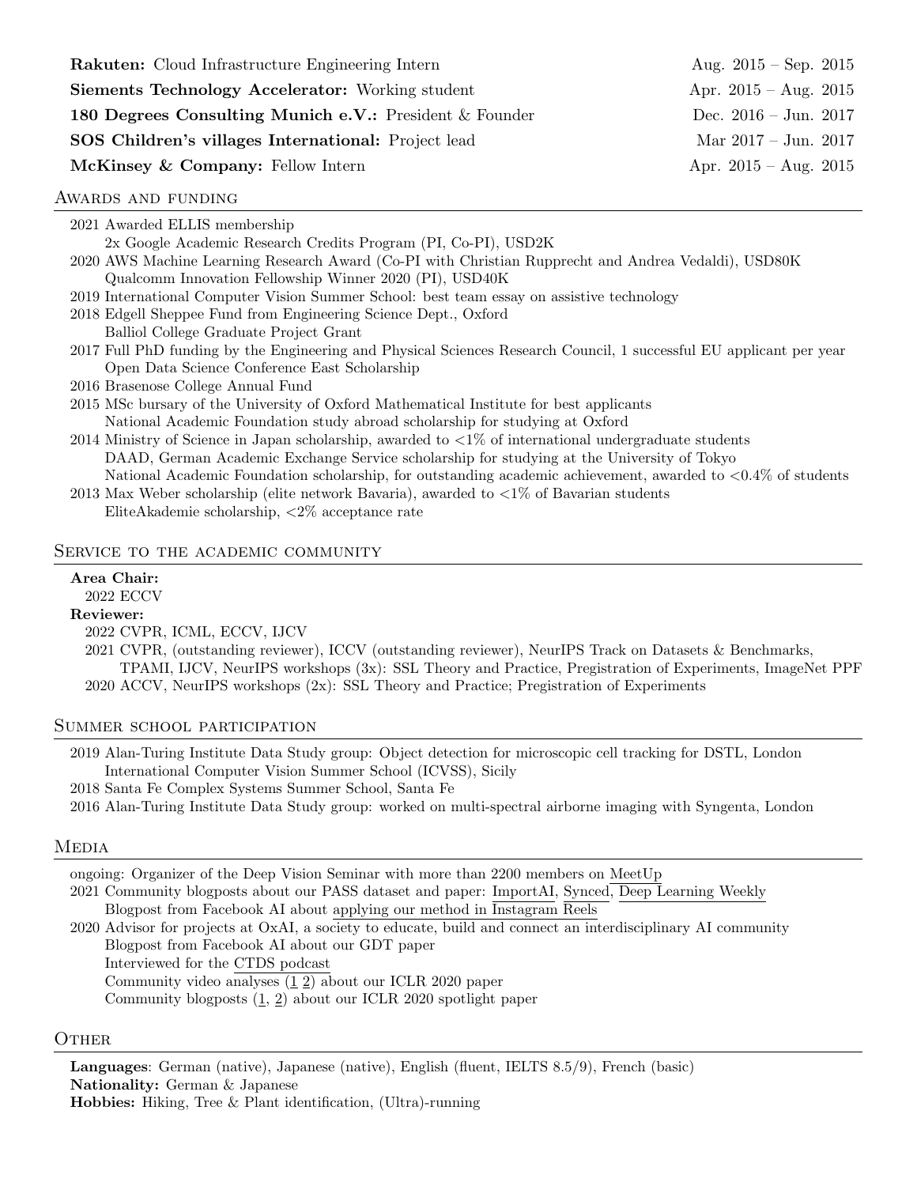**Rakuten:** Cloud Infrastructure Engineering Intern — Aug. 2015 – Sep. 2015

**Siements Technology Accelerator:** Working student — Apr. 2015 – Aug. 2015

**180 Degrees Consulting Munich e.V.:** President & Founder — Dec. 2016 – Jun. 2017

**SOS Children's villages International:** Project lead — Mar 2017 – Jun. 2017

**McKinsey & Company:** Fellow Intern — Apr. 2015 – Aug. 2015

## Awards and funding

2021 Awarded ELLIS membership
2x Google Academic Research Credits Program (PI, Co-PI), USD2K

2020 AWS Machine Learning Research Award (Co-PI with Christian Rupprecht and Andrea Vedaldi), USD80K
Qualcomm Innovation Fellowship Winner 2020 (PI), USD40K

2019 International Computer Vision Summer School: best team essay on assistive technology

2018 Edgell Sheppee Fund from Engineering Science Dept., Oxford
Balliol College Graduate Project Grant

2017 Full PhD funding by the Engineering and Physical Sciences Research Council, 1 successful EU applicant per year
Open Data Science Conference East Scholarship

2016 Brasenose College Annual Fund

2015 MSc bursary of the University of Oxford Mathematical Institute for best applicants
National Academic Foundation study abroad scholarship for studying at Oxford

2014 Ministry of Science in Japan scholarship, awarded to <1% of international undergraduate students
DAAD, German Academic Exchange Service scholarship for studying at the University of Tokyo
National Academic Foundation scholarship, for outstanding academic achievement, awarded to <0.4% of students

2013 Max Weber scholarship (elite network Bavaria), awarded to <1% of Bavarian students
EliteAkademie scholarship, <2% acceptance rate

## Service to the academic community

**Area Chair:**
2022 ECCV

**Reviewer:**
2022 CVPR, ICML, ECCV, IJCV
2021 CVPR, (outstanding reviewer), ICCV (outstanding reviewer), NeurIPS Track on Datasets & Benchmarks, TPAMI, IJCV, NeurIPS workshops (3x): SSL Theory and Practice, Pregistration of Experiments, ImageNet PPF
2020 ACCV, NeurIPS workshops (2x): SSL Theory and Practice; Pregistration of Experiments

## Summer school participation

2019 Alan-Turing Institute Data Study group: Object detection for microscopic cell tracking for DSTL, London
International Computer Vision Summer School (ICVSS), Sicily

2018 Santa Fe Complex Systems Summer School, Santa Fe

2016 Alan-Turing Institute Data Study group: worked on multi-spectral airborne imaging with Syngenta, London

## Media

ongoing: Organizer of the Deep Vision Seminar with more than 2200 members on MeetUp

2021 Community blogposts about our PASS dataset and paper: ImportAI, Synced, Deep Learning Weekly
Blogpost from Facebook AI about applying our method in Instagram Reels

2020 Advisor for projects at OxAI, a society to educate, build and connect an interdisciplinary AI community
Blogpost from Facebook AI about our GDT paper
Interviewed for the CTDS podcast
Community video analyses (1 2) about our ICLR 2020 paper
Community blogposts (1, 2) about our ICLR 2020 spotlight paper

## Other

**Languages**: German (native), Japanese (native), English (fluent, IELTS 8.5/9), French (basic)
**Nationality:** German & Japanese
**Hobbies:** Hiking, Tree & Plant identification, (Ultra)-running